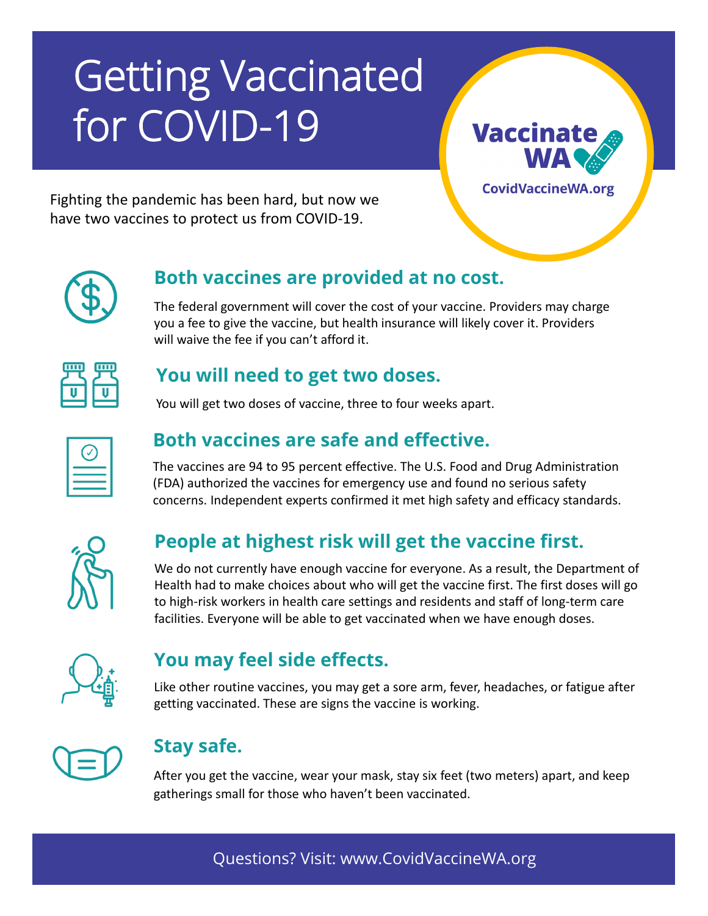# Getting Vaccinated for COVID-19

Vaccinate WA

CovidVaccineWA.org

Fighting the pandemic has been hard, but now we have two vaccines to protect us from COVID-19.

## Both vaccines are provided at no cost.

The federal government will cover the cost of your vaccine. Providers may charge you a fee to give the vaccine, but health insurance will likely cover it. Providers will waive the fee if you can't afford it.

## You will need to get two doses.

You will get two doses of vaccine, three to four weeks apart.

## Both vaccines are safe and effective.

The vaccines are 94 to 95 percent effective. The U.S. Food and Drug Administration (FDA) authorized the vaccines for emergency use and found no serious safety concerns. Independent experts confirmed it met high safety and efficacy standards.

## People at highest risk will get the vaccine first.

We do not currently have enough vaccine for everyone. As a result, the Department of Health had to make choices about who will get the vaccine first. The first doses will go to high-risk workers in health care settings and residents and staff of long-term care facilities. Everyone will be able to get vaccinated when we have enough doses.

## You may feel side effects.

Like other routine vaccines, you may get a sore arm, fever, headaches, or fatigue after getting vaccinated. These are signs the vaccine is working.

## Stay safe.

After you get the vaccine, wear your mask, stay six feet (two meters) apart, and keep gatherings small for those who haven't been vaccinated.

Questions? Visit: www.CovidVaccineWA.org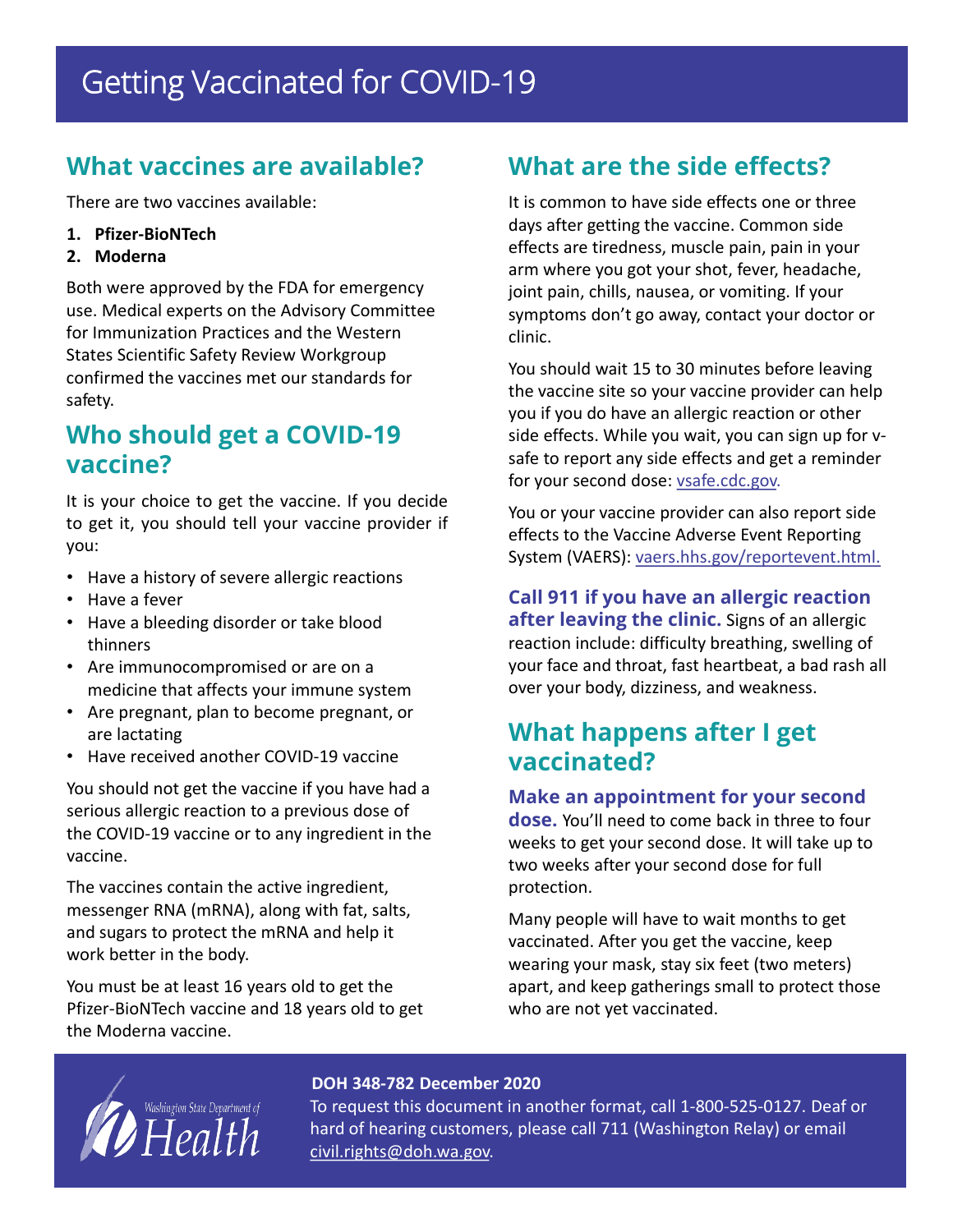# Getting Vaccinated for COVID-19

## What vaccines are available?

There are two vaccines available:

1. **Pfizer-BioNTech**
2. **Moderna**

Both were approved by the FDA for emergency use. Medical experts on the Advisory Committee for Immunization Practices and the Western States Scientific Safety Review Workgroup confirmed the vaccines met our standards for safety.

## Who should get a COVID-19 vaccine?

It is your choice to get the vaccine. If you decide to get it, you should tell your vaccine provider if you:

- Have a history of severe allergic reactions
- Have a fever
- Have a bleeding disorder or take blood thinners
- Are immunocompromised or are on a medicine that affects your immune system
- Are pregnant, plan to become pregnant, or are lactating
- Have received another COVID-19 vaccine

You should not get the vaccine if you have had a serious allergic reaction to a previous dose of the COVID-19 vaccine or to any ingredient in the vaccine.

The vaccines contain the active ingredient, messenger RNA (mRNA), along with fat, salts, and sugars to protect the mRNA and help it work better in the body.

You must be at least 16 years old to get the Pfizer-BioNTech vaccine and 18 years old to get the Moderna vaccine.

## What are the side effects?

It is common to have side effects one or three days after getting the vaccine. Common side effects are tiredness, muscle pain, pain in your arm where you got your shot, fever, headache, joint pain, chills, nausea, or vomiting. If your symptoms don't go away, contact your doctor or clinic.

You should wait 15 to 30 minutes before leaving the vaccine site so your vaccine provider can help you if you do have an allergic reaction or other side effects. While you wait, you can sign up for v-safe to report any side effects and get a reminder for your second dose: vsafe.cdc.gov.

You or your vaccine provider can also report side effects to the Vaccine Adverse Event Reporting System (VAERS): vaers.hhs.gov/reportevent.html.

**Call 911 if you have an allergic reaction after leaving the clinic.** Signs of an allergic reaction include: difficulty breathing, swelling of your face and throat, fast heartbeat, a bad rash all over your body, dizziness, and weakness.

## What happens after I get vaccinated?

**Make an appointment for your second dose.** You'll need to come back in three to four weeks to get your second dose. It will take up to two weeks after your second dose for full protection.

Many people will have to wait months to get vaccinated. After you get the vaccine, keep wearing your mask, stay six feet (two meters) apart, and keep gatherings small to protect those who are not yet vaccinated.

Washington State Department of Health

**DOH 348-782 December 2020**

To request this document in another format, call 1-800-525-0127. Deaf or hard of hearing customers, please call 711 (Washington Relay) or email civil.rights@doh.wa.gov.